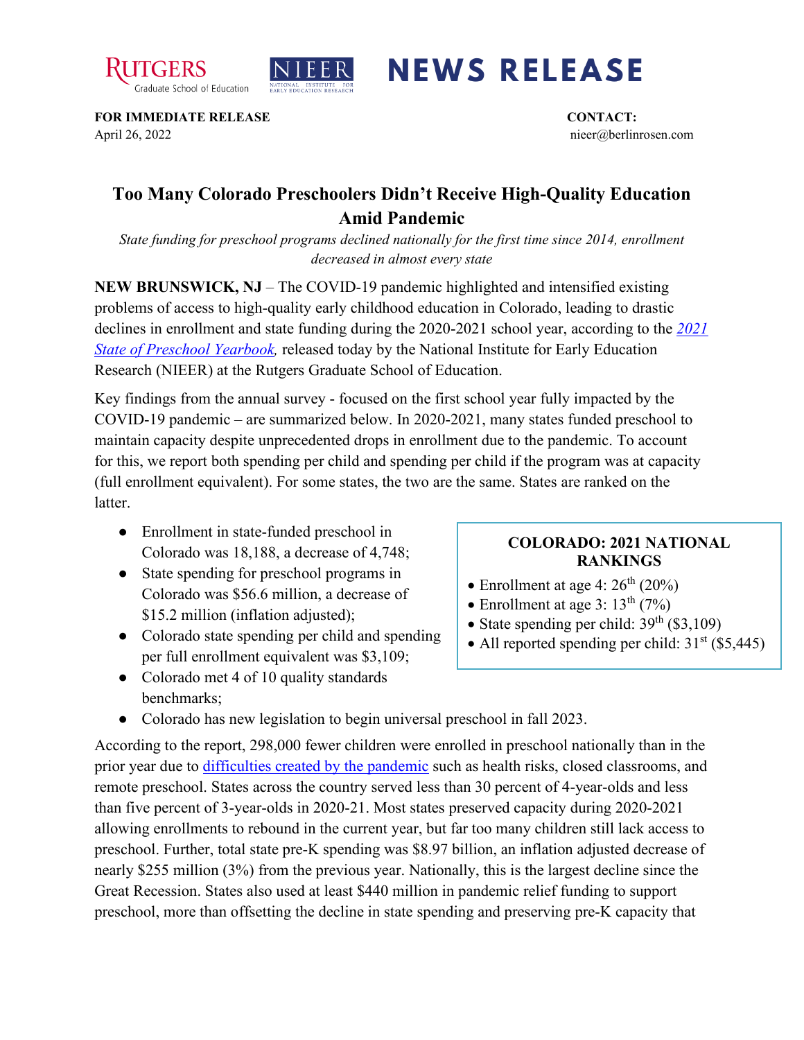RUTGERS Graduate School of Education | NIEER NATIONAL INSTITUTE FOR EARLY EDUCATION RESEARCH | **NEWS RELEASE**

**FOR IMMEDIATE RELEASE**
April 26, 2022

**CONTACT:**
nieer@berlinrosen.com

# Too Many Colorado Preschoolers Didn't Receive High-Quality Education Amid Pandemic

*State funding for preschool programs declined nationally for the first time since 2014, enrollment decreased in almost every state*

**NEW BRUNSWICK, NJ** – The COVID-19 pandemic highlighted and intensified existing problems of access to high-quality early childhood education in Colorado, leading to drastic declines in enrollment and state funding during the 2020-2021 school year, according to the *2021 State of Preschool Yearbook*, released today by the National Institute for Early Education Research (NIEER) at the Rutgers Graduate School of Education.

Key findings from the annual survey - focused on the first school year fully impacted by the COVID-19 pandemic – are summarized below. In 2020-2021, many states funded preschool to maintain capacity despite unprecedented drops in enrollment due to the pandemic. To account for this, we report both spending per child and spending per child if the program was at capacity (full enrollment equivalent). For some states, the two are the same. States are ranked on the latter.

- Enrollment in state-funded preschool in Colorado was 18,188, a decrease of 4,748;
- State spending for preschool programs in Colorado was $56.6 million, a decrease of $15.2 million (inflation adjusted);
- Colorado state spending per child and spending per full enrollment equivalent was $3,109;
- Colorado met 4 of 10 quality standards benchmarks;
- Colorado has new legislation to begin universal preschool in fall 2023.

**COLORADO: 2021 NATIONAL RANKINGS**

- Enrollment at age 4: 26th (20%)
- Enrollment at age 3: 13th (7%)
- State spending per child: 39th ($3,109)
- All reported spending per child: 31st ($5,445)

According to the report, 298,000 fewer children were enrolled in preschool nationally than in the prior year due to difficulties created by the pandemic such as health risks, closed classrooms, and remote preschool. States across the country served less than 30 percent of 4-year-olds and less than five percent of 3-year-olds in 2020-21. Most states preserved capacity during 2020-2021 allowing enrollments to rebound in the current year, but far too many children still lack access to preschool. Further, total state pre-K spending was $8.97 billion, an inflation adjusted decrease of nearly $255 million (3%) from the previous year. Nationally, this is the largest decline since the Great Recession. States also used at least $440 million in pandemic relief funding to support preschool, more than offsetting the decline in state spending and preserving pre-K capacity that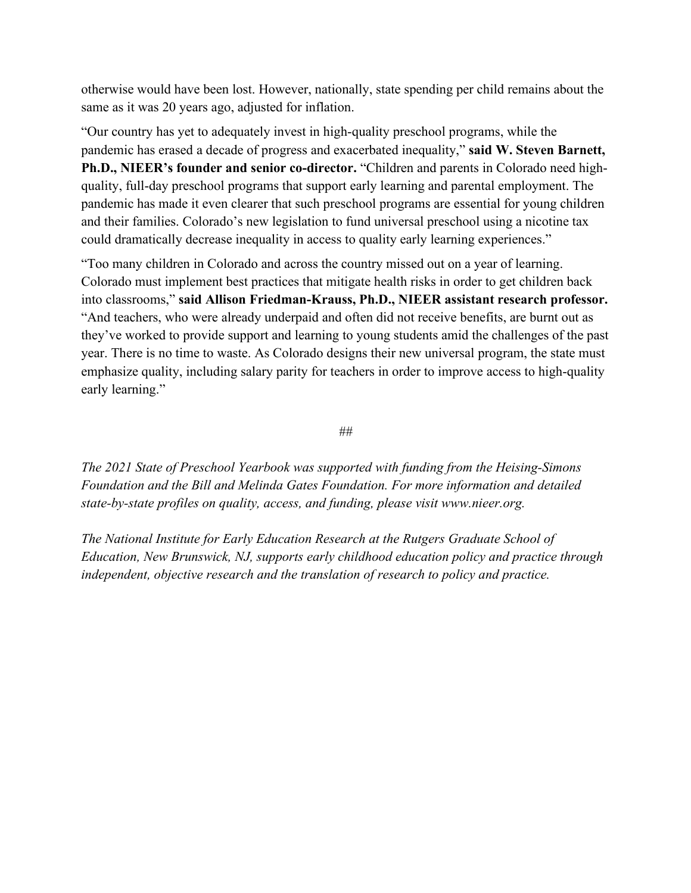otherwise would have been lost. However, nationally, state spending per child remains about the same as it was 20 years ago, adjusted for inflation.

"Our country has yet to adequately invest in high-quality preschool programs, while the pandemic has erased a decade of progress and exacerbated inequality," **said W. Steven Barnett, Ph.D., NIEER's founder and senior co-director.** "Children and parents in Colorado need high-quality, full-day preschool programs that support early learning and parental employment. The pandemic has made it even clearer that such preschool programs are essential for young children and their families. Colorado's new legislation to fund universal preschool using a nicotine tax could dramatically decrease inequality in access to quality early learning experiences."

"Too many children in Colorado and across the country missed out on a year of learning. Colorado must implement best practices that mitigate health risks in order to get children back into classrooms," **said Allison Friedman-Krauss, Ph.D., NIEER assistant research professor.** "And teachers, who were already underpaid and often did not receive benefits, are burnt out as they've worked to provide support and learning to young students amid the challenges of the past year. There is no time to waste. As Colorado designs their new universal program, the state must emphasize quality, including salary parity for teachers in order to improve access to high-quality early learning."

##

*The 2021 State of Preschool Yearbook was supported with funding from the Heising-Simons Foundation and the Bill and Melinda Gates Foundation. For more information and detailed state-by-state profiles on quality, access, and funding, please visit www.nieer.org.*

*The National Institute for Early Education Research at the Rutgers Graduate School of Education, New Brunswick, NJ, supports early childhood education policy and practice through independent, objective research and the translation of research to policy and practice.*